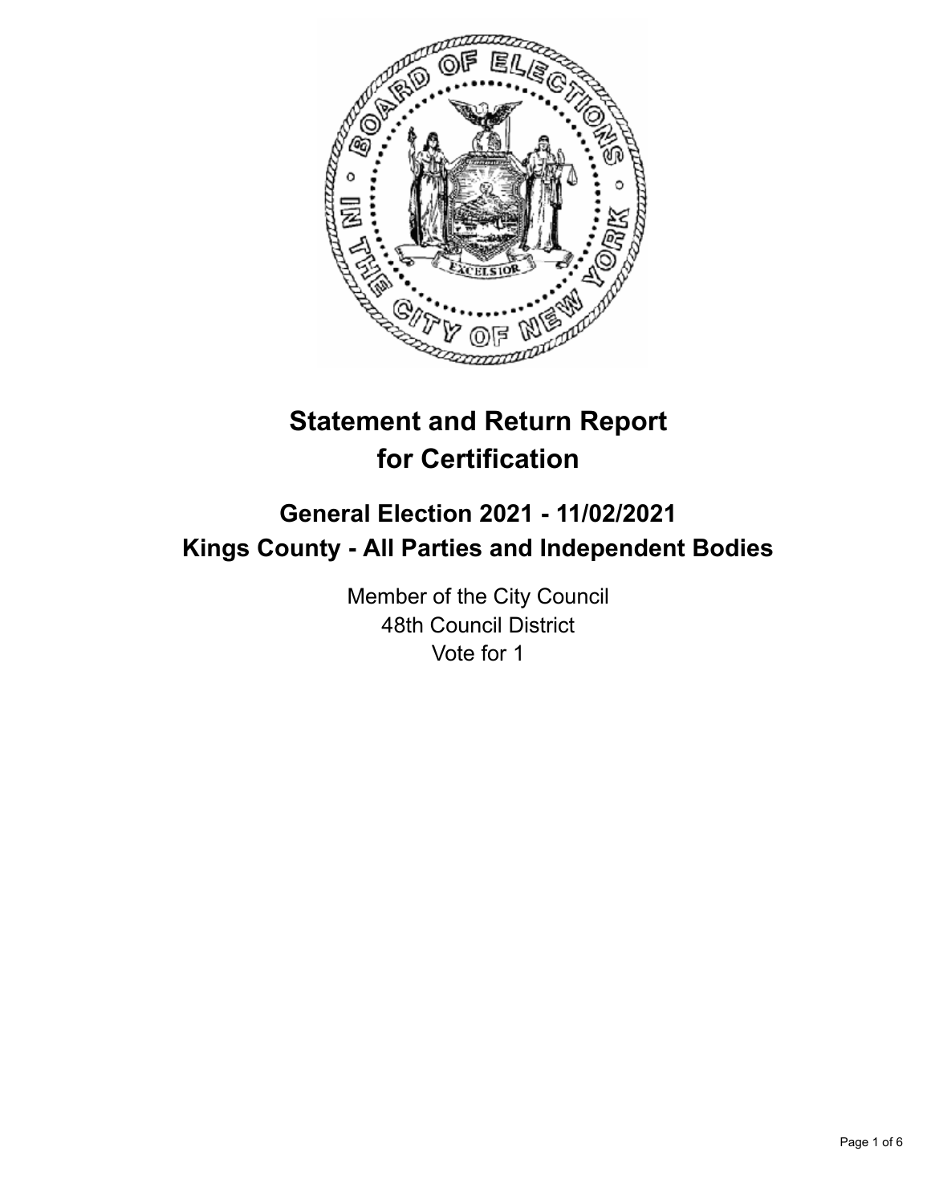# Statement and Return Report for Certification

## General Election 2021 - 11/02/2021
## Kings County - All Parties and Independent Bodies

Member of the City Council
48th Council District
Vote for 1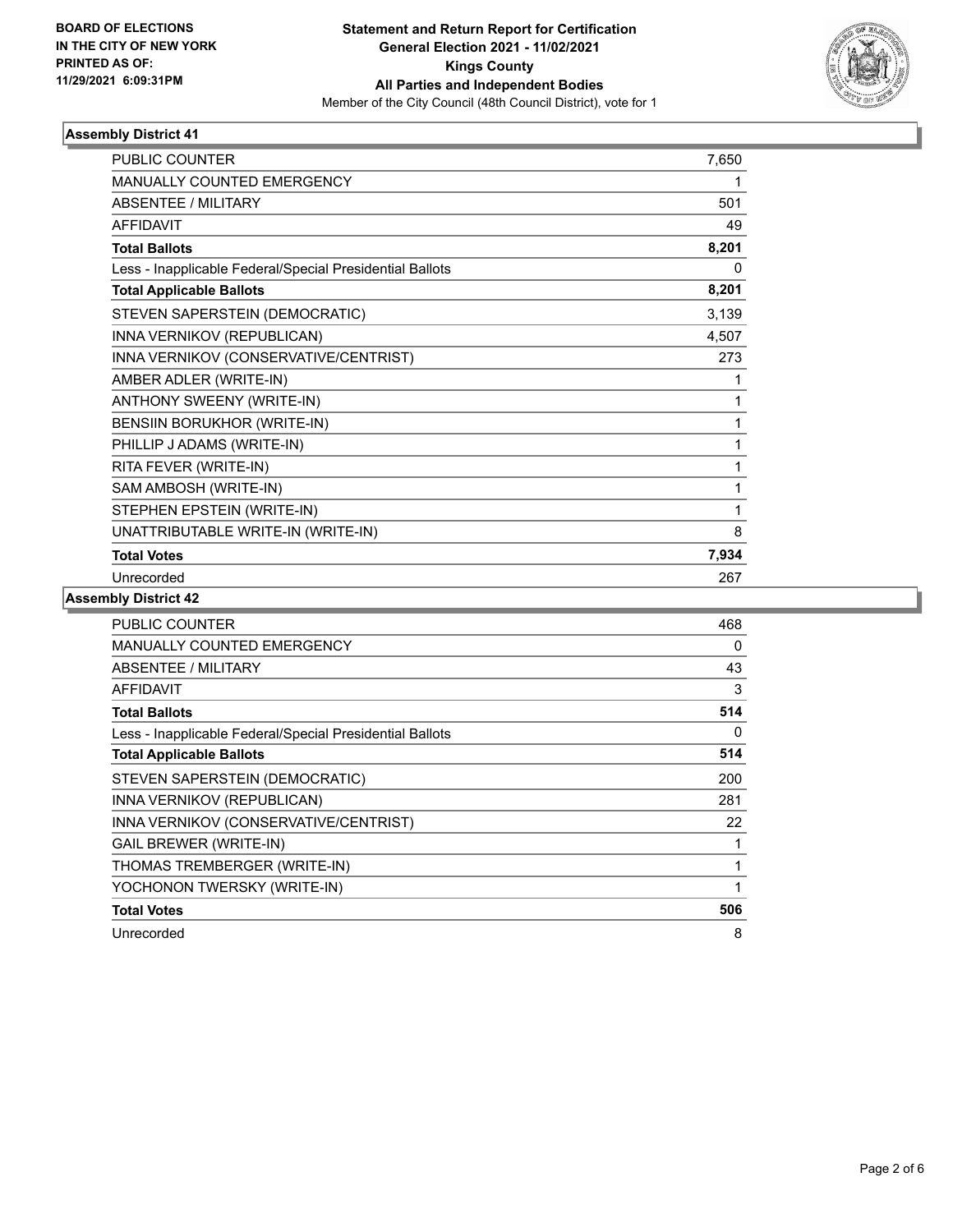**BOARD OF ELECTIONS IN THE CITY OF NEW YORK PRINTED AS OF: 11/29/2021 6:09:31PM**

# Statement and Return Report for Certification
## General Election 2021 - 11/02/2021
## Kings County
## All Parties and Independent Bodies

Member of the City Council (48th Council District), vote for 1

### Assembly District 41

| | |
|---|---|
| PUBLIC COUNTER | 7,650 |
| MANUALLY COUNTED EMERGENCY | 1 |
| ABSENTEE / MILITARY | 501 |
| AFFIDAVIT | 49 |
| **Total Ballots** | **8,201** |
| Less - Inapplicable Federal/Special Presidential Ballots | 0 |
| **Total Applicable Ballots** | **8,201** |
| STEVEN SAPERSTEIN (DEMOCRATIC) | 3,139 |
| INNA VERNIKOV (REPUBLICAN) | 4,507 |
| INNA VERNIKOV (CONSERVATIVE/CENTRIST) | 273 |
| AMBER ADLER (WRITE-IN) | 1 |
| ANTHONY SWEENY (WRITE-IN) | 1 |
| BENSIIN BORUKHOR (WRITE-IN) | 1 |
| PHILLIP J ADAMS (WRITE-IN) | 1 |
| RITA FEVER (WRITE-IN) | 1 |
| SAM AMBOSH (WRITE-IN) | 1 |
| STEPHEN EPSTEIN (WRITE-IN) | 1 |
| UNATTRIBUTABLE WRITE-IN (WRITE-IN) | 8 |
| **Total Votes** | **7,934** |
| Unrecorded | 267 |

### Assembly District 42

| | |
|---|---|
| PUBLIC COUNTER | 468 |
| MANUALLY COUNTED EMERGENCY | 0 |
| ABSENTEE / MILITARY | 43 |
| AFFIDAVIT | 3 |
| **Total Ballots** | **514** |
| Less - Inapplicable Federal/Special Presidential Ballots | 0 |
| **Total Applicable Ballots** | **514** |
| STEVEN SAPERSTEIN (DEMOCRATIC) | 200 |
| INNA VERNIKOV (REPUBLICAN) | 281 |
| INNA VERNIKOV (CONSERVATIVE/CENTRIST) | 22 |
| GAIL BREWER (WRITE-IN) | 1 |
| THOMAS TREMBERGER (WRITE-IN) | 1 |
| YOCHONON TWERSKY (WRITE-IN) | 1 |
| **Total Votes** | **506** |
| Unrecorded | 8 |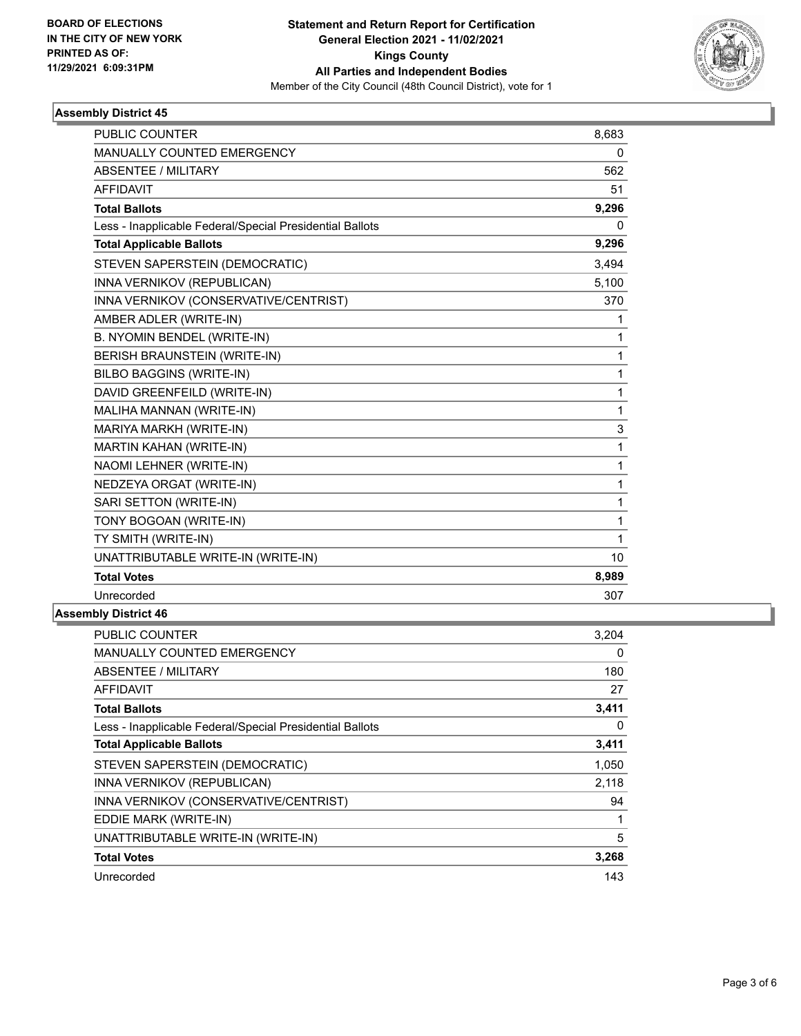**BOARD OF ELECTIONS IN THE CITY OF NEW YORK PRINTED AS OF: 11/29/2021 6:09:31PM**

**Statement and Return Report for Certification General Election 2021 - 11/02/2021 Kings County All Parties and Independent Bodies**

Member of the City Council (48th Council District), vote for 1

## Assembly District 45

| | |
|---|---|
| PUBLIC COUNTER | 8,683 |
| MANUALLY COUNTED EMERGENCY | 0 |
| ABSENTEE / MILITARY | 562 |
| AFFIDAVIT | 51 |
| **Total Ballots** | **9,296** |
| Less - Inapplicable Federal/Special Presidential Ballots | 0 |
| **Total Applicable Ballots** | **9,296** |
| STEVEN SAPERSTEIN (DEMOCRATIC) | 3,494 |
| INNA VERNIKOV (REPUBLICAN) | 5,100 |
| INNA VERNIKOV (CONSERVATIVE/CENTRIST) | 370 |
| AMBER ADLER (WRITE-IN) | 1 |
| B. NYOMIN BENDEL (WRITE-IN) | 1 |
| BERISH BRAUNSTEIN (WRITE-IN) | 1 |
| BILBO BAGGINS (WRITE-IN) | 1 |
| DAVID GREENFEILD (WRITE-IN) | 1 |
| MALIHA MANNAN (WRITE-IN) | 1 |
| MARIYA MARKH (WRITE-IN) | 3 |
| MARTIN KAHAN (WRITE-IN) | 1 |
| NAOMI LEHNER (WRITE-IN) | 1 |
| NEDZEYA ORGAT (WRITE-IN) | 1 |
| SARI SETTON (WRITE-IN) | 1 |
| TONY BOGOAN (WRITE-IN) | 1 |
| TY SMITH (WRITE-IN) | 1 |
| UNATTRIBUTABLE WRITE-IN (WRITE-IN) | 10 |
| **Total Votes** | **8,989** |
| Unrecorded | 307 |

## Assembly District 46

| | |
|---|---|
| PUBLIC COUNTER | 3,204 |
| MANUALLY COUNTED EMERGENCY | 0 |
| ABSENTEE / MILITARY | 180 |
| AFFIDAVIT | 27 |
| **Total Ballots** | **3,411** |
| Less - Inapplicable Federal/Special Presidential Ballots | 0 |
| **Total Applicable Ballots** | **3,411** |
| STEVEN SAPERSTEIN (DEMOCRATIC) | 1,050 |
| INNA VERNIKOV (REPUBLICAN) | 2,118 |
| INNA VERNIKOV (CONSERVATIVE/CENTRIST) | 94 |
| EDDIE MARK (WRITE-IN) | 1 |
| UNATTRIBUTABLE WRITE-IN (WRITE-IN) | 5 |
| **Total Votes** | **3,268** |
| Unrecorded | 143 |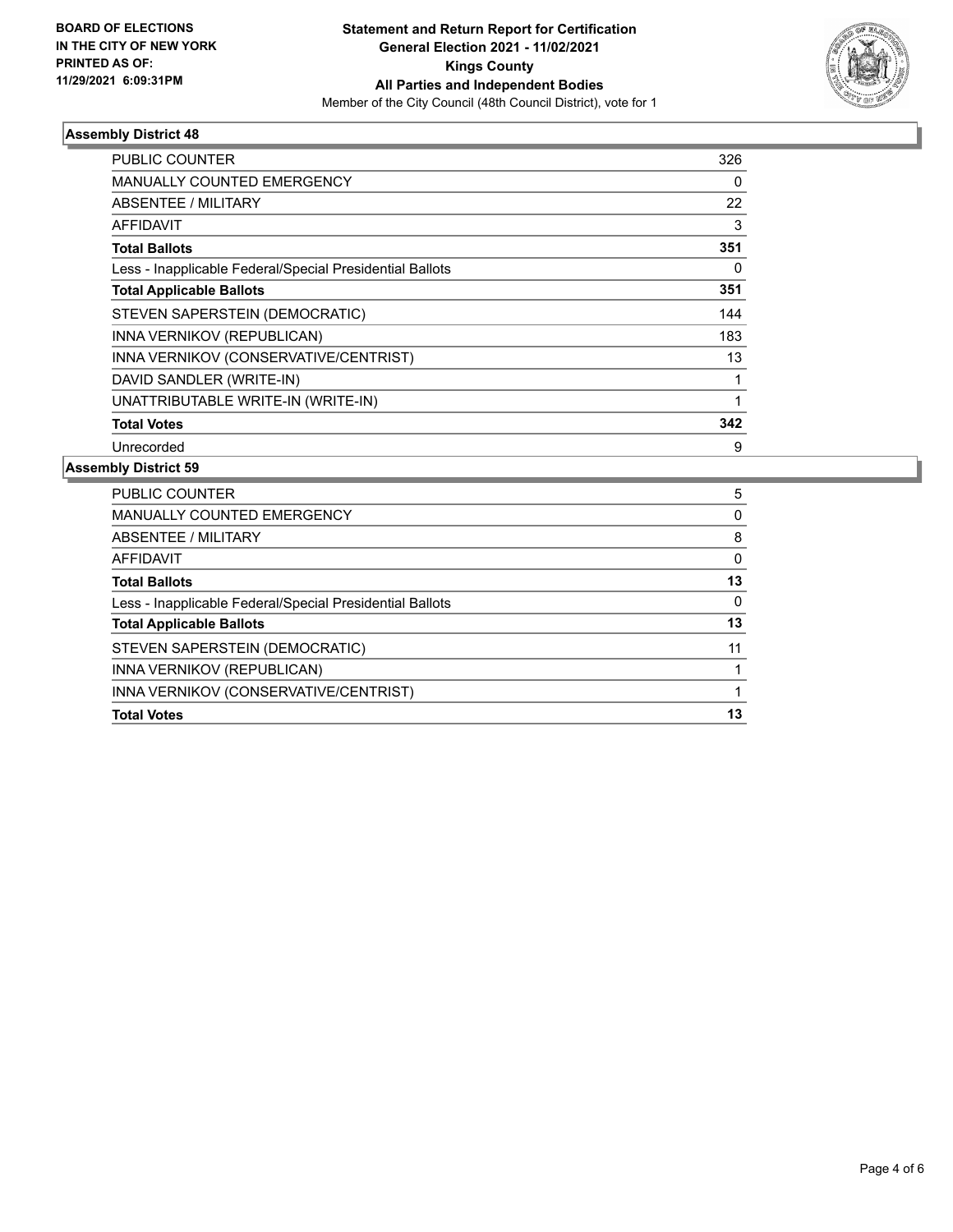**BOARD OF ELECTIONS IN THE CITY OF NEW YORK PRINTED AS OF: 11/29/2021 6:09:31PM**

**Statement and Return Report for Certification General Election 2021 - 11/02/2021 Kings County All Parties and Independent Bodies**

Member of the City Council (48th Council District), vote for 1

### Assembly District 48

| | |
|---|---|
| PUBLIC COUNTER | 326 |
| MANUALLY COUNTED EMERGENCY | 0 |
| ABSENTEE / MILITARY | 22 |
| AFFIDAVIT | 3 |
| **Total Ballots** | **351** |
| Less - Inapplicable Federal/Special Presidential Ballots | 0 |
| **Total Applicable Ballots** | **351** |
| STEVEN SAPERSTEIN (DEMOCRATIC) | 144 |
| INNA VERNIKOV (REPUBLICAN) | 183 |
| INNA VERNIKOV (CONSERVATIVE/CENTRIST) | 13 |
| DAVID SANDLER (WRITE-IN) | 1 |
| UNATTRIBUTABLE WRITE-IN (WRITE-IN) | 1 |
| **Total Votes** | **342** |
| Unrecorded | 9 |

### Assembly District 59

| | |
|---|---|
| PUBLIC COUNTER | 5 |
| MANUALLY COUNTED EMERGENCY | 0 |
| ABSENTEE / MILITARY | 8 |
| AFFIDAVIT | 0 |
| **Total Ballots** | **13** |
| Less - Inapplicable Federal/Special Presidential Ballots | 0 |
| **Total Applicable Ballots** | **13** |
| STEVEN SAPERSTEIN (DEMOCRATIC) | 11 |
| INNA VERNIKOV (REPUBLICAN) | 1 |
| INNA VERNIKOV (CONSERVATIVE/CENTRIST) | 1 |
| **Total Votes** | **13** |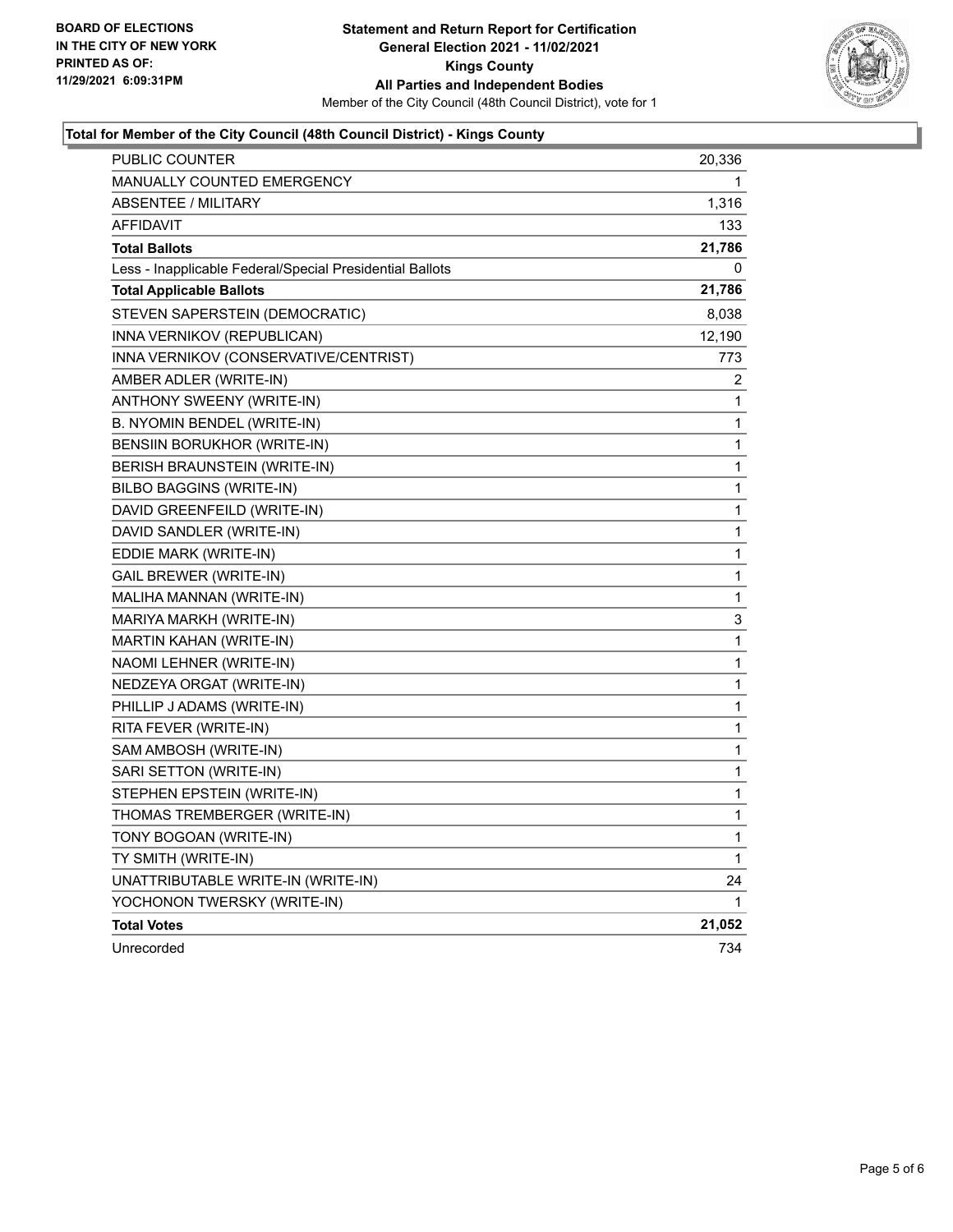BOARD OF ELECTIONS
IN THE CITY OF NEW YORK
PRINTED AS OF:
11/29/2021 6:09:31PM

**Statement and Return Report for Certification**
**General Election 2021 - 11/02/2021**
**Kings County**
**All Parties and Independent Bodies**
Member of the City Council (48th Council District), vote for 1

### Total for Member of the City Council (48th Council District) - Kings County

| | |
|---|---|
| PUBLIC COUNTER | 20,336 |
| MANUALLY COUNTED EMERGENCY | 1 |
| ABSENTEE / MILITARY | 1,316 |
| AFFIDAVIT | 133 |
| **Total Ballots** | **21,786** |
| Less - Inapplicable Federal/Special Presidential Ballots | 0 |
| **Total Applicable Ballots** | **21,786** |
| STEVEN SAPERSTEIN (DEMOCRATIC) | 8,038 |
| INNA VERNIKOV (REPUBLICAN) | 12,190 |
| INNA VERNIKOV (CONSERVATIVE/CENTRIST) | 773 |
| AMBER ADLER (WRITE-IN) | 2 |
| ANTHONY SWEENY (WRITE-IN) | 1 |
| B. NYOMIN BENDEL (WRITE-IN) | 1 |
| BENSIIN BORUKHOR (WRITE-IN) | 1 |
| BERISH BRAUNSTEIN (WRITE-IN) | 1 |
| BILBO BAGGINS (WRITE-IN) | 1 |
| DAVID GREENFEILD (WRITE-IN) | 1 |
| DAVID SANDLER (WRITE-IN) | 1 |
| EDDIE MARK (WRITE-IN) | 1 |
| GAIL BREWER (WRITE-IN) | 1 |
| MALIHA MANNAN (WRITE-IN) | 1 |
| MARIYA MARKH (WRITE-IN) | 3 |
| MARTIN KAHAN (WRITE-IN) | 1 |
| NAOMI LEHNER (WRITE-IN) | 1 |
| NEDZEYA ORGAT (WRITE-IN) | 1 |
| PHILLIP J ADAMS (WRITE-IN) | 1 |
| RITA FEVER (WRITE-IN) | 1 |
| SAM AMBOSH (WRITE-IN) | 1 |
| SARI SETTON (WRITE-IN) | 1 |
| STEPHEN EPSTEIN (WRITE-IN) | 1 |
| THOMAS TREMBERGER (WRITE-IN) | 1 |
| TONY BOGOAN (WRITE-IN) | 1 |
| TY SMITH (WRITE-IN) | 1 |
| UNATTRIBUTABLE WRITE-IN (WRITE-IN) | 24 |
| YOCHONON TWERSKY (WRITE-IN) | 1 |
| **Total Votes** | **21,052** |
| Unrecorded | 734 |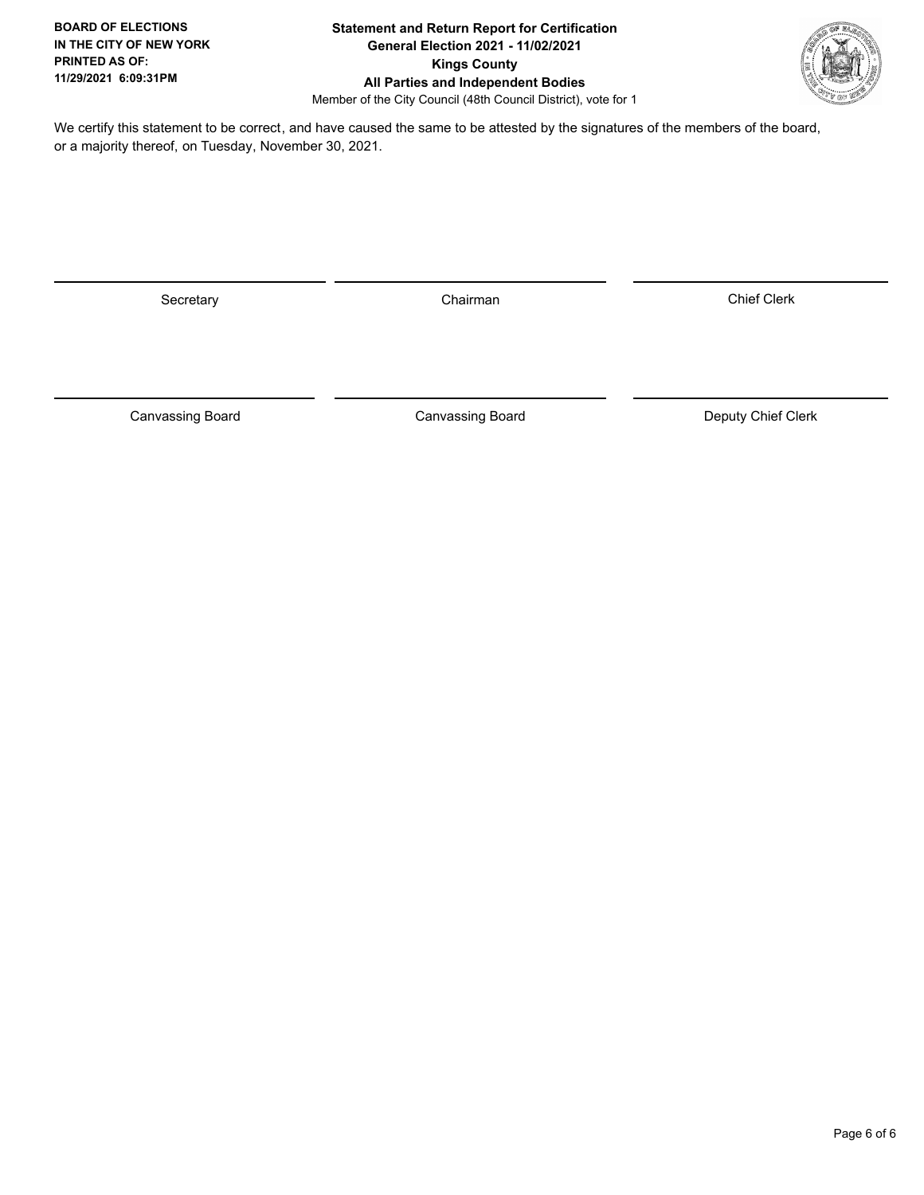We certify this statement to be correct, and have caused the same to be attested by the signatures of the members of the board, or a majority thereof, on Tuesday, November 30, 2021.

| | | |
|---|---|---|
| Secretary | Chairman | Chief Clerk |
| Canvassing Board | Canvassing Board | Deputy Chief Clerk |